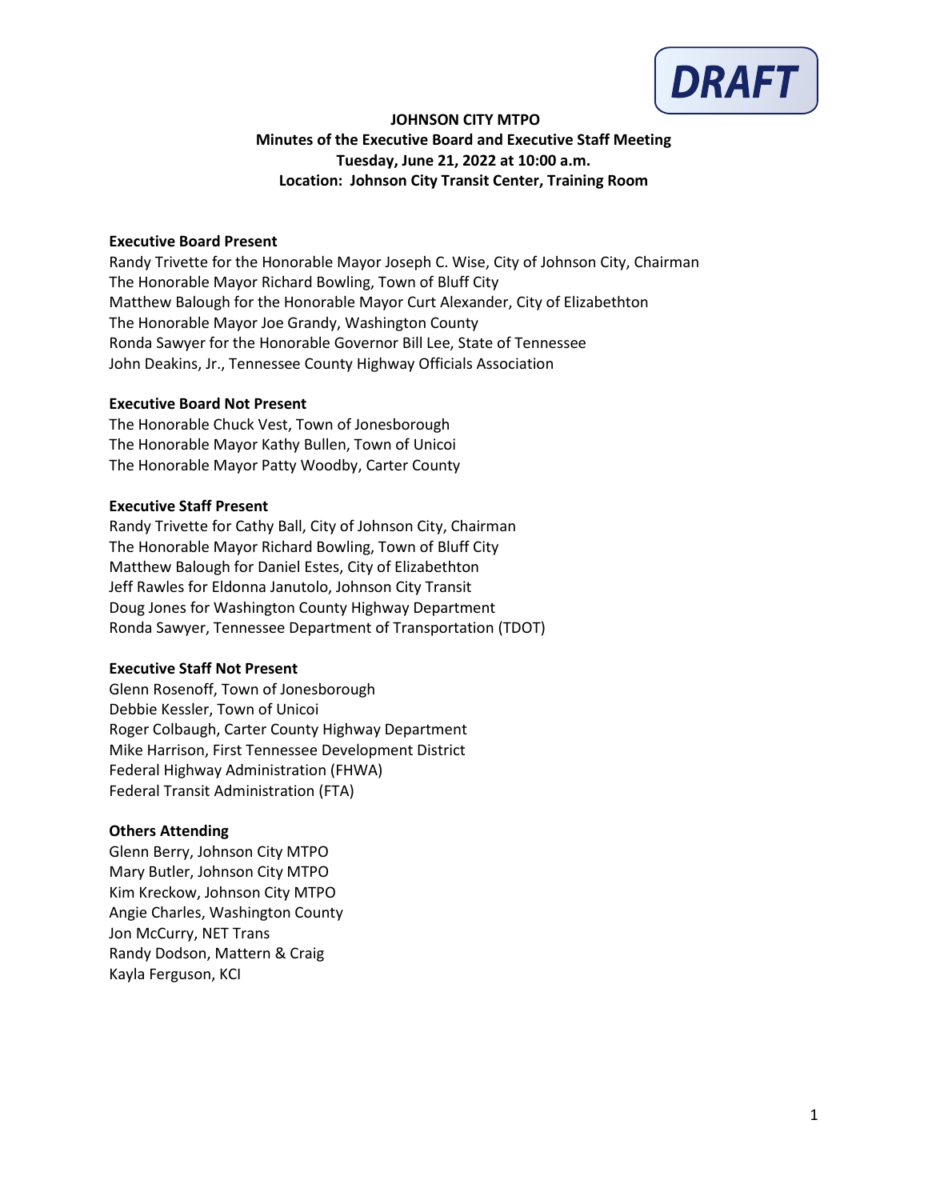DRAFT

**JOHNSON CITY MTPO**
**Minutes of the Executive Board and Executive Staff Meeting**
**Tuesday, June 21, 2022 at 10:00 a.m.**
**Location: Johnson City Transit Center, Training Room**

**Executive Board Present**

Randy Trivette for the Honorable Mayor Joseph C. Wise, City of Johnson City, Chairman
The Honorable Mayor Richard Bowling, Town of Bluff City
Matthew Balough for the Honorable Mayor Curt Alexander, City of Elizabethton
The Honorable Mayor Joe Grandy, Washington County
Ronda Sawyer for the Honorable Governor Bill Lee, State of Tennessee
John Deakins, Jr., Tennessee County Highway Officials Association

**Executive Board Not Present**

The Honorable Chuck Vest, Town of Jonesborough
The Honorable Mayor Kathy Bullen, Town of Unicoi
The Honorable Mayor Patty Woodby, Carter County

**Executive Staff Present**

Randy Trivette for Cathy Ball, City of Johnson City, Chairman
The Honorable Mayor Richard Bowling, Town of Bluff City
Matthew Balough for Daniel Estes, City of Elizabethton
Jeff Rawles for Eldonna Janutolo, Johnson City Transit
Doug Jones for Washington County Highway Department
Ronda Sawyer, Tennessee Department of Transportation (TDOT)

**Executive Staff Not Present**

Glenn Rosenoff, Town of Jonesborough
Debbie Kessler, Town of Unicoi
Roger Colbaugh, Carter County Highway Department
Mike Harrison, First Tennessee Development District
Federal Highway Administration (FHWA)
Federal Transit Administration (FTA)

**Others Attending**

Glenn Berry, Johnson City MTPO
Mary Butler, Johnson City MTPO
Kim Kreckow, Johnson City MTPO
Angie Charles, Washington County
Jon McCurry, NET Trans
Randy Dodson, Mattern & Craig
Kayla Ferguson, KCI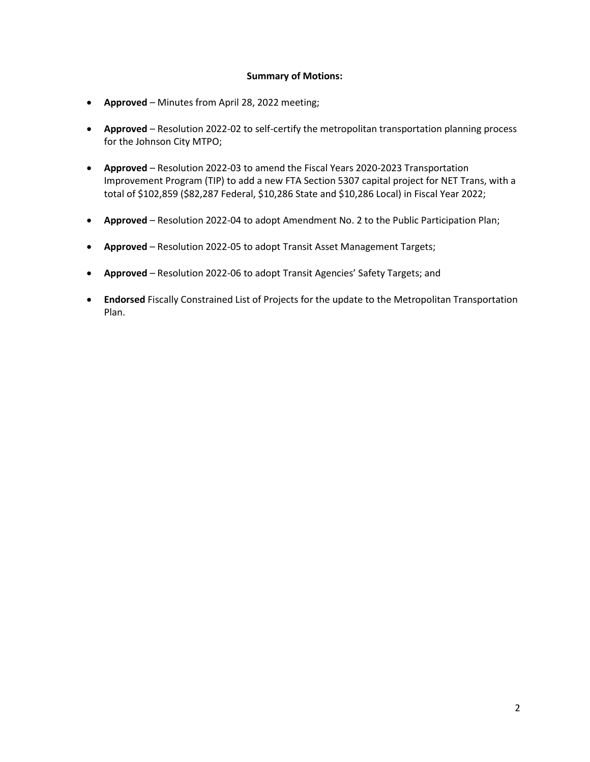**Summary of Motions:**

- **Approved** – Minutes from April 28, 2022 meeting;
- **Approved** – Resolution 2022-02 to self-certify the metropolitan transportation planning process for the Johnson City MTPO;
- **Approved** – Resolution 2022-03 to amend the Fiscal Years 2020-2023 Transportation Improvement Program (TIP) to add a new FTA Section 5307 capital project for NET Trans, with a total of $102,859 ($82,287 Federal, $10,286 State and $10,286 Local) in Fiscal Year 2022;
- **Approved** – Resolution 2022-04 to adopt Amendment No. 2 to the Public Participation Plan;
- **Approved** – Resolution 2022-05 to adopt Transit Asset Management Targets;
- **Approved** – Resolution 2022-06 to adopt Transit Agencies' Safety Targets; and
- **Endorsed** Fiscally Constrained List of Projects for the update to the Metropolitan Transportation Plan.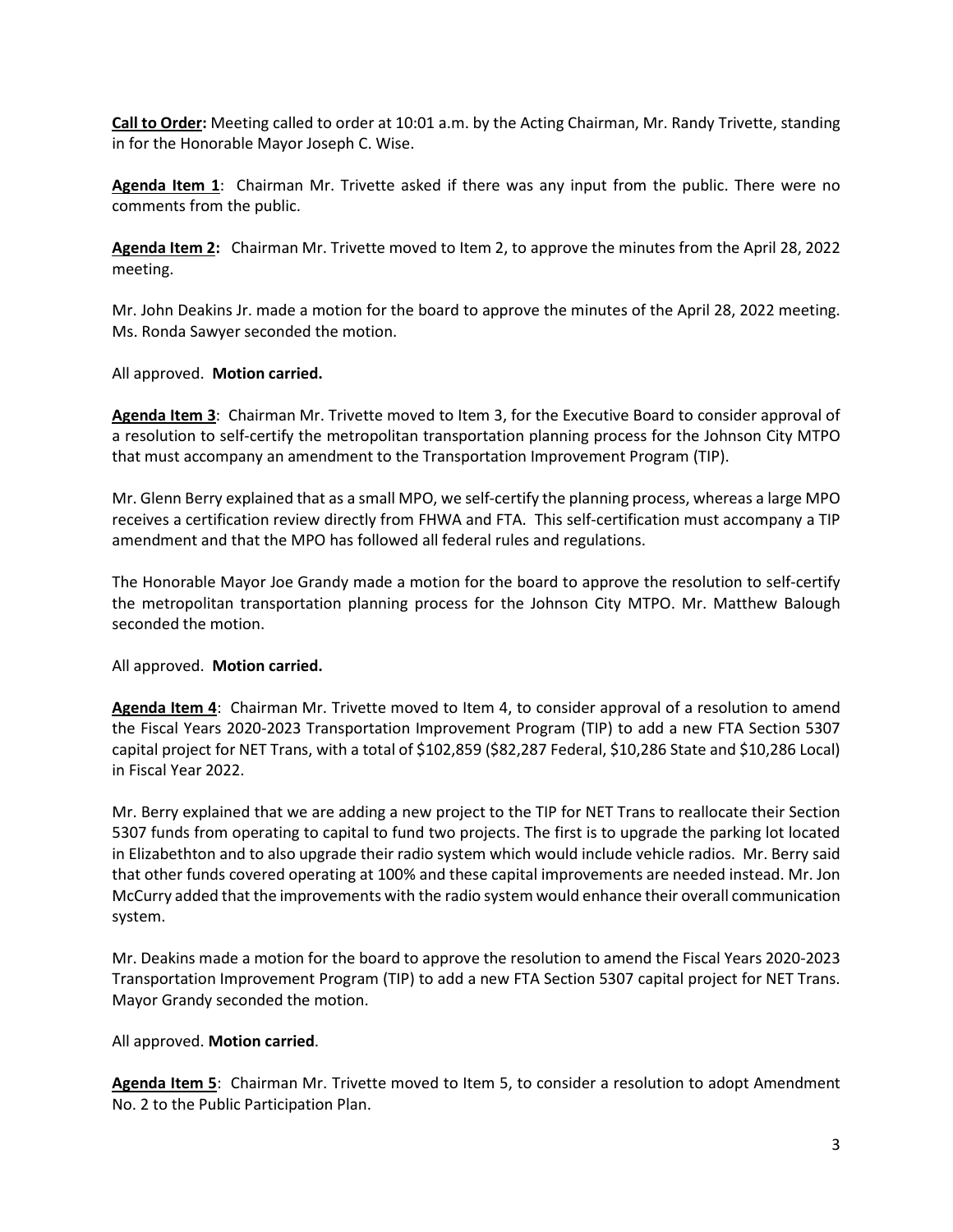**Call to Order:** Meeting called to order at 10:01 a.m. by the Acting Chairman, Mr. Randy Trivette, standing in for the Honorable Mayor Joseph C. Wise.

**Agenda Item 1**: Chairman Mr. Trivette asked if there was any input from the public. There were no comments from the public.

**Agenda Item 2:** Chairman Mr. Trivette moved to Item 2, to approve the minutes from the April 28, 2022 meeting.

Mr. John Deakins Jr. made a motion for the board to approve the minutes of the April 28, 2022 meeting. Ms. Ronda Sawyer seconded the motion.

All approved. **Motion carried.**

**Agenda Item 3**: Chairman Mr. Trivette moved to Item 3, for the Executive Board to consider approval of a resolution to self-certify the metropolitan transportation planning process for the Johnson City MTPO that must accompany an amendment to the Transportation Improvement Program (TIP).

Mr. Glenn Berry explained that as a small MPO, we self-certify the planning process, whereas a large MPO receives a certification review directly from FHWA and FTA. This self-certification must accompany a TIP amendment and that the MPO has followed all federal rules and regulations.

The Honorable Mayor Joe Grandy made a motion for the board to approve the resolution to self-certify the metropolitan transportation planning process for the Johnson City MTPO. Mr. Matthew Balough seconded the motion.

All approved. **Motion carried.**

**Agenda Item 4**: Chairman Mr. Trivette moved to Item 4, to consider approval of a resolution to amend the Fiscal Years 2020-2023 Transportation Improvement Program (TIP) to add a new FTA Section 5307 capital project for NET Trans, with a total of $102,859 ($82,287 Federal, $10,286 State and $10,286 Local) in Fiscal Year 2022.

Mr. Berry explained that we are adding a new project to the TIP for NET Trans to reallocate their Section 5307 funds from operating to capital to fund two projects. The first is to upgrade the parking lot located in Elizabethton and to also upgrade their radio system which would include vehicle radios. Mr. Berry said that other funds covered operating at 100% and these capital improvements are needed instead. Mr. Jon McCurry added that the improvements with the radio system would enhance their overall communication system.

Mr. Deakins made a motion for the board to approve the resolution to amend the Fiscal Years 2020-2023 Transportation Improvement Program (TIP) to add a new FTA Section 5307 capital project for NET Trans. Mayor Grandy seconded the motion.

All approved. **Motion carried**.

**Agenda Item 5**: Chairman Mr. Trivette moved to Item 5, to consider a resolution to adopt Amendment No. 2 to the Public Participation Plan.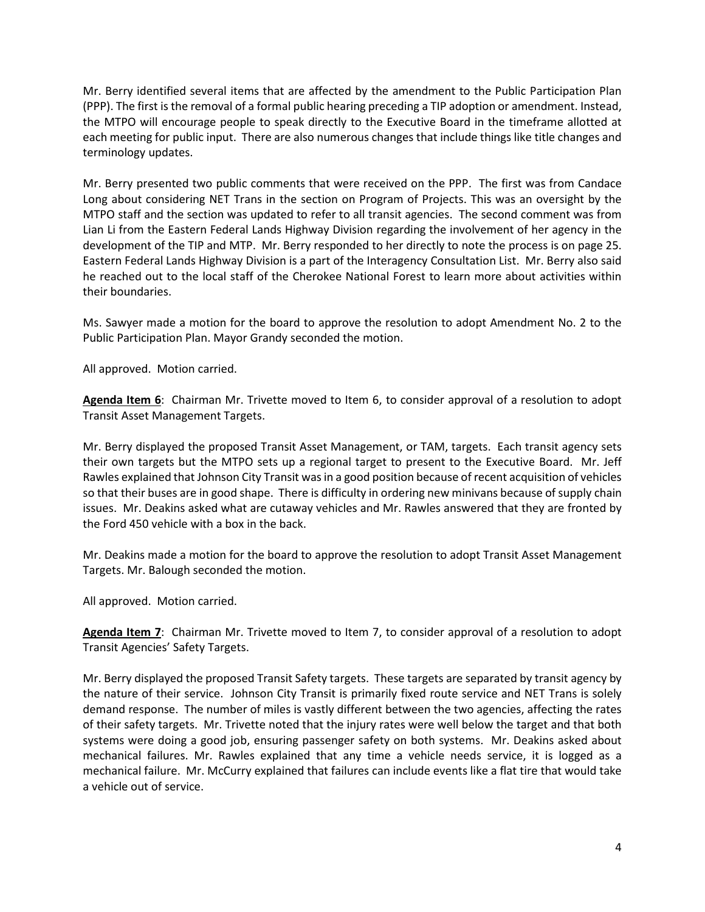Mr. Berry identified several items that are affected by the amendment to the Public Participation Plan (PPP). The first is the removal of a formal public hearing preceding a TIP adoption or amendment. Instead, the MTPO will encourage people to speak directly to the Executive Board in the timeframe allotted at each meeting for public input. There are also numerous changes that include things like title changes and terminology updates.

Mr. Berry presented two public comments that were received on the PPP. The first was from Candace Long about considering NET Trans in the section on Program of Projects. This was an oversight by the MTPO staff and the section was updated to refer to all transit agencies. The second comment was from Lian Li from the Eastern Federal Lands Highway Division regarding the involvement of her agency in the development of the TIP and MTP. Mr. Berry responded to her directly to note the process is on page 25. Eastern Federal Lands Highway Division is a part of the Interagency Consultation List. Mr. Berry also said he reached out to the local staff of the Cherokee National Forest to learn more about activities within their boundaries.

Ms. Sawyer made a motion for the board to approve the resolution to adopt Amendment No. 2 to the Public Participation Plan. Mayor Grandy seconded the motion.

All approved. Motion carried.

**Agenda Item 6**: Chairman Mr. Trivette moved to Item 6, to consider approval of a resolution to adopt Transit Asset Management Targets.

Mr. Berry displayed the proposed Transit Asset Management, or TAM, targets. Each transit agency sets their own targets but the MTPO sets up a regional target to present to the Executive Board. Mr. Jeff Rawles explained that Johnson City Transit was in a good position because of recent acquisition of vehicles so that their buses are in good shape. There is difficulty in ordering new minivans because of supply chain issues. Mr. Deakins asked what are cutaway vehicles and Mr. Rawles answered that they are fronted by the Ford 450 vehicle with a box in the back.

Mr. Deakins made a motion for the board to approve the resolution to adopt Transit Asset Management Targets. Mr. Balough seconded the motion.

All approved. Motion carried.

**Agenda Item 7**: Chairman Mr. Trivette moved to Item 7, to consider approval of a resolution to adopt Transit Agencies' Safety Targets.

Mr. Berry displayed the proposed Transit Safety targets. These targets are separated by transit agency by the nature of their service. Johnson City Transit is primarily fixed route service and NET Trans is solely demand response. The number of miles is vastly different between the two agencies, affecting the rates of their safety targets. Mr. Trivette noted that the injury rates were well below the target and that both systems were doing a good job, ensuring passenger safety on both systems. Mr. Deakins asked about mechanical failures. Mr. Rawles explained that any time a vehicle needs service, it is logged as a mechanical failure. Mr. McCurry explained that failures can include events like a flat tire that would take a vehicle out of service.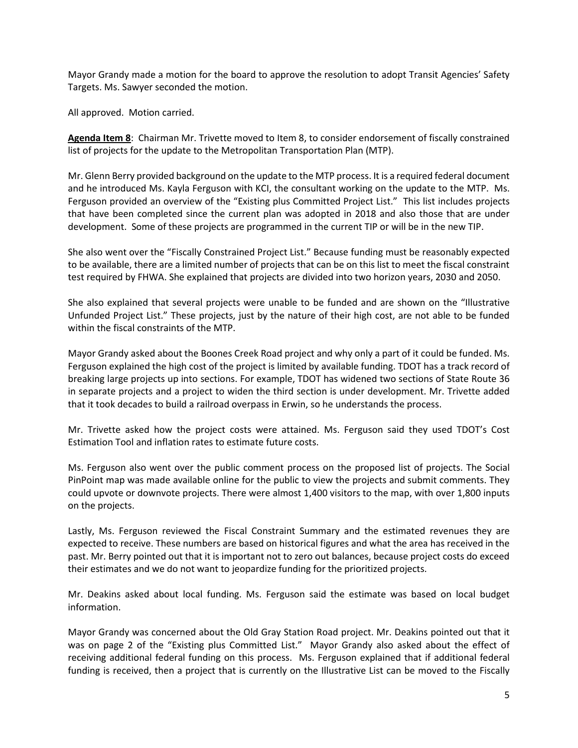Mayor Grandy made a motion for the board to approve the resolution to adopt Transit Agencies' Safety Targets. Ms. Sawyer seconded the motion.

All approved. Motion carried.

**Agenda Item 8**: Chairman Mr. Trivette moved to Item 8, to consider endorsement of fiscally constrained list of projects for the update to the Metropolitan Transportation Plan (MTP).

Mr. Glenn Berry provided background on the update to the MTP process. It is a required federal document and he introduced Ms. Kayla Ferguson with KCI, the consultant working on the update to the MTP. Ms. Ferguson provided an overview of the "Existing plus Committed Project List." This list includes projects that have been completed since the current plan was adopted in 2018 and also those that are under development. Some of these projects are programmed in the current TIP or will be in the new TIP.

She also went over the "Fiscally Constrained Project List." Because funding must be reasonably expected to be available, there are a limited number of projects that can be on this list to meet the fiscal constraint test required by FHWA. She explained that projects are divided into two horizon years, 2030 and 2050.

She also explained that several projects were unable to be funded and are shown on the "Illustrative Unfunded Project List." These projects, just by the nature of their high cost, are not able to be funded within the fiscal constraints of the MTP.

Mayor Grandy asked about the Boones Creek Road project and why only a part of it could be funded. Ms. Ferguson explained the high cost of the project is limited by available funding. TDOT has a track record of breaking large projects up into sections. For example, TDOT has widened two sections of State Route 36 in separate projects and a project to widen the third section is under development. Mr. Trivette added that it took decades to build a railroad overpass in Erwin, so he understands the process.

Mr. Trivette asked how the project costs were attained. Ms. Ferguson said they used TDOT's Cost Estimation Tool and inflation rates to estimate future costs.

Ms. Ferguson also went over the public comment process on the proposed list of projects. The Social PinPoint map was made available online for the public to view the projects and submit comments. They could upvote or downvote projects. There were almost 1,400 visitors to the map, with over 1,800 inputs on the projects.

Lastly, Ms. Ferguson reviewed the Fiscal Constraint Summary and the estimated revenues they are expected to receive. These numbers are based on historical figures and what the area has received in the past. Mr. Berry pointed out that it is important not to zero out balances, because project costs do exceed their estimates and we do not want to jeopardize funding for the prioritized projects.

Mr. Deakins asked about local funding. Ms. Ferguson said the estimate was based on local budget information.

Mayor Grandy was concerned about the Old Gray Station Road project. Mr. Deakins pointed out that it was on page 2 of the "Existing plus Committed List." Mayor Grandy also asked about the effect of receiving additional federal funding on this process. Ms. Ferguson explained that if additional federal funding is received, then a project that is currently on the Illustrative List can be moved to the Fiscally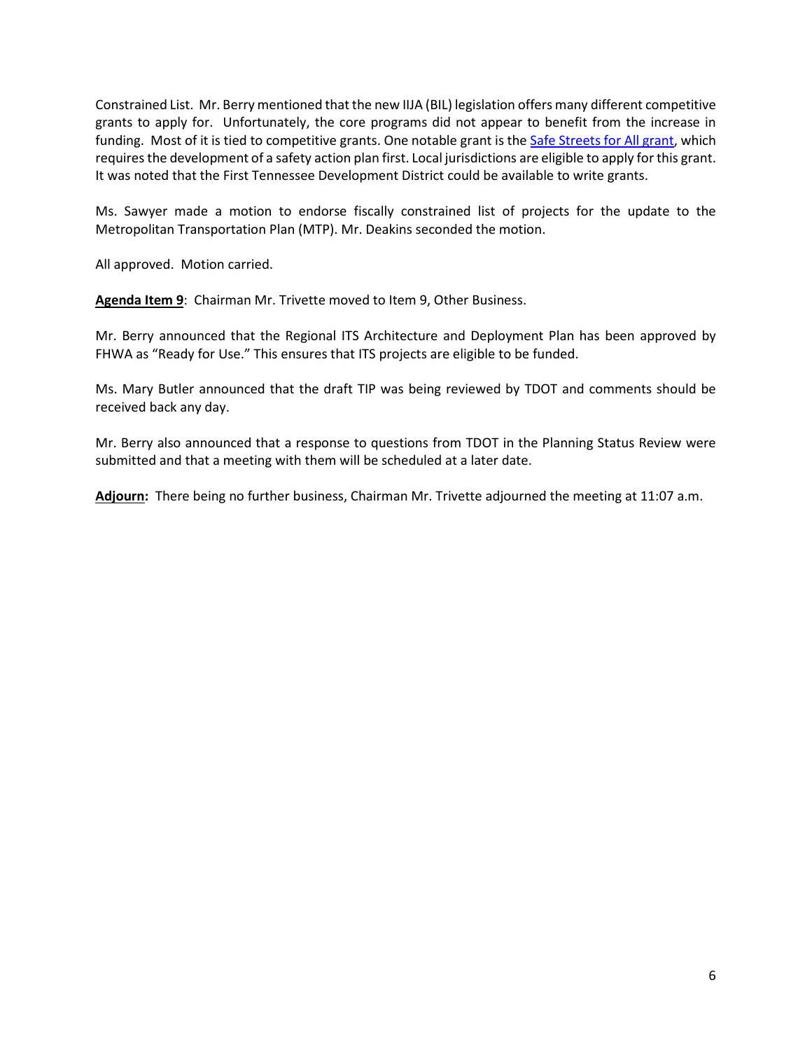Constrained List. Mr. Berry mentioned that the new IIJA (BIL) legislation offers many different competitive grants to apply for. Unfortunately, the core programs did not appear to benefit from the increase in funding. Most of it is tied to competitive grants. One notable grant is the Safe Streets for All grant, which requires the development of a safety action plan first. Local jurisdictions are eligible to apply for this grant. It was noted that the First Tennessee Development District could be available to write grants.

Ms. Sawyer made a motion to endorse fiscally constrained list of projects for the update to the Metropolitan Transportation Plan (MTP). Mr. Deakins seconded the motion.

All approved. Motion carried.

**Agenda Item 9**: Chairman Mr. Trivette moved to Item 9, Other Business.

Mr. Berry announced that the Regional ITS Architecture and Deployment Plan has been approved by FHWA as "Ready for Use." This ensures that ITS projects are eligible to be funded.

Ms. Mary Butler announced that the draft TIP was being reviewed by TDOT and comments should be received back any day.

Mr. Berry also announced that a response to questions from TDOT in the Planning Status Review were submitted and that a meeting with them will be scheduled at a later date.

**Adjourn:** There being no further business, Chairman Mr. Trivette adjourned the meeting at 11:07 a.m.